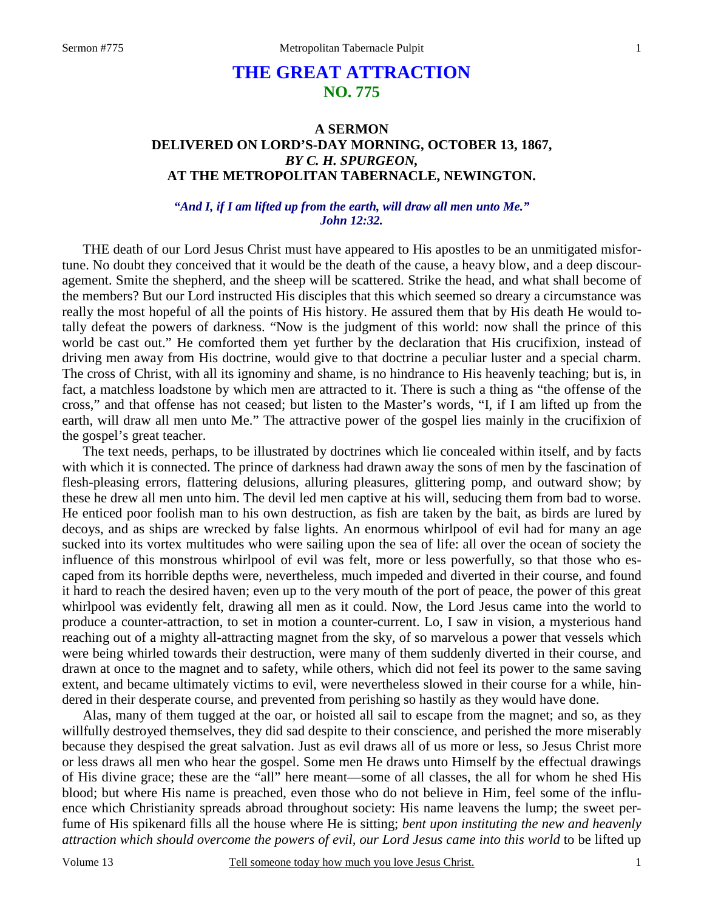# THE GREAT ATTRACTION
## NO. 775

### A SERMON
### DELIVERED ON LORD'S-DAY MORNING, OCTOBER 13, 1867,
### *BY C. H. SPURGEON,*
### AT THE METROPOLITAN TABERNACLE, NEWINGTON.

***"And I, if I am lifted up from the earth, will draw all men unto Me." John 12:32.***

THE death of our Lord Jesus Christ must have appeared to His apostles to be an unmitigated misfortune. No doubt they conceived that it would be the death of the cause, a heavy blow, and a deep discouragement. Smite the shepherd, and the sheep will be scattered. Strike the head, and what shall become of the members? But our Lord instructed His disciples that this which seemed so dreary a circumstance was really the most hopeful of all the points of His history. He assured them that by His death He would totally defeat the powers of darkness. "Now is the judgment of this world: now shall the prince of this world be cast out." He comforted them yet further by the declaration that His crucifixion, instead of driving men away from His doctrine, would give to that doctrine a peculiar luster and a special charm. The cross of Christ, with all its ignominy and shame, is no hindrance to His heavenly teaching; but is, in fact, a matchless loadstone by which men are attracted to it. There is such a thing as "the offense of the cross," and that offense has not ceased; but listen to the Master's words, "I, if I am lifted up from the earth, will draw all men unto Me." The attractive power of the gospel lies mainly in the crucifixion of the gospel's great teacher.

The text needs, perhaps, to be illustrated by doctrines which lie concealed within itself, and by facts with which it is connected. The prince of darkness had drawn away the sons of men by the fascination of flesh-pleasing errors, flattering delusions, alluring pleasures, glittering pomp, and outward show; by these he drew all men unto him. The devil led men captive at his will, seducing them from bad to worse. He enticed poor foolish man to his own destruction, as fish are taken by the bait, as birds are lured by decoys, and as ships are wrecked by false lights. An enormous whirlpool of evil had for many an age sucked into its vortex multitudes who were sailing upon the sea of life: all over the ocean of society the influence of this monstrous whirlpool of evil was felt, more or less powerfully, so that those who escaped from its horrible depths were, nevertheless, much impeded and diverted in their course, and found it hard to reach the desired haven; even up to the very mouth of the port of peace, the power of this great whirlpool was evidently felt, drawing all men as it could. Now, the Lord Jesus came into the world to produce a counter-attraction, to set in motion a counter-current. Lo, I saw in vision, a mysterious hand reaching out of a mighty all-attracting magnet from the sky, of so marvelous a power that vessels which were being whirled towards their destruction, were many of them suddenly diverted in their course, and drawn at once to the magnet and to safety, while others, which did not feel its power to the same saving extent, and became ultimately victims to evil, were nevertheless slowed in their course for a while, hindered in their desperate course, and prevented from perishing so hastily as they would have done.

Alas, many of them tugged at the oar, or hoisted all sail to escape from the magnet; and so, as they willfully destroyed themselves, they did sad despite to their conscience, and perished the more miserably because they despised the great salvation. Just as evil draws all of us more or less, so Jesus Christ more or less draws all men who hear the gospel. Some men He draws unto Himself by the effectual drawings of His divine grace; these are the "all" here meant—some of all classes, the all for whom he shed His blood; but where His name is preached, even those who do not believe in Him, feel some of the influence which Christianity spreads abroad throughout society: His name leavens the lump; the sweet perfume of His spikenard fills all the house where He is sitting; *bent upon instituting the new and heavenly attraction which should overcome the powers of evil, our Lord Jesus came into this world* to be lifted up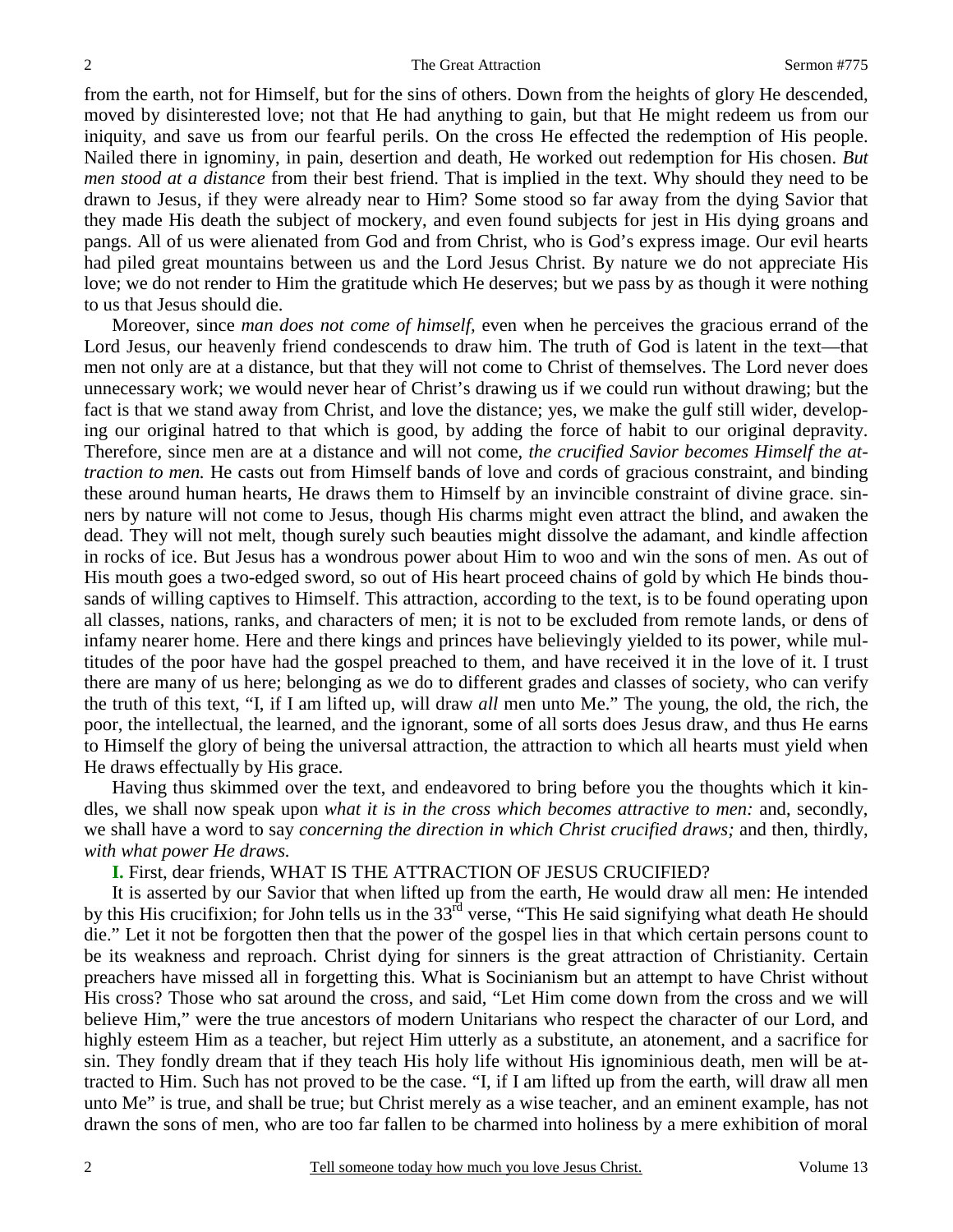from the earth, not for Himself, but for the sins of others. Down from the heights of glory He descended, moved by disinterested love; not that He had anything to gain, but that He might redeem us from our iniquity, and save us from our fearful perils. On the cross He effected the redemption of His people. Nailed there in ignominy, in pain, desertion and death, He worked out redemption for His chosen. *But men stood at a distance* from their best friend. That is implied in the text. Why should they need to be drawn to Jesus, if they were already near to Him? Some stood so far away from the dying Savior that they made His death the subject of mockery, and even found subjects for jest in His dying groans and pangs. All of us were alienated from God and from Christ, who is God's express image. Our evil hearts had piled great mountains between us and the Lord Jesus Christ. By nature we do not appreciate His love; we do not render to Him the gratitude which He deserves; but we pass by as though it were nothing to us that Jesus should die.

Moreover, since *man does not come of himself,* even when he perceives the gracious errand of the Lord Jesus, our heavenly friend condescends to draw him. The truth of God is latent in the text—that men not only are at a distance, but that they will not come to Christ of themselves. The Lord never does unnecessary work; we would never hear of Christ's drawing us if we could run without drawing; but the fact is that we stand away from Christ, and love the distance; yes, we make the gulf still wider, developing our original hatred to that which is good, by adding the force of habit to our original depravity. Therefore, since men are at a distance and will not come, *the crucified Savior becomes Himself the attraction to men.* He casts out from Himself bands of love and cords of gracious constraint, and binding these around human hearts, He draws them to Himself by an invincible constraint of divine grace. sinners by nature will not come to Jesus, though His charms might even attract the blind, and awaken the dead. They will not melt, though surely such beauties might dissolve the adamant, and kindle affection in rocks of ice. But Jesus has a wondrous power about Him to woo and win the sons of men. As out of His mouth goes a two-edged sword, so out of His heart proceed chains of gold by which He binds thousands of willing captives to Himself. This attraction, according to the text, is to be found operating upon all classes, nations, ranks, and characters of men; it is not to be excluded from remote lands, or dens of infamy nearer home. Here and there kings and princes have believingly yielded to its power, while multitudes of the poor have had the gospel preached to them, and have received it in the love of it. I trust there are many of us here; belonging as we do to different grades and classes of society, who can verify the truth of this text, "I, if I am lifted up, will draw *all* men unto Me." The young, the old, the rich, the poor, the intellectual, the learned, and the ignorant, some of all sorts does Jesus draw, and thus He earns to Himself the glory of being the universal attraction, the attraction to which all hearts must yield when He draws effectually by His grace.

Having thus skimmed over the text, and endeavored to bring before you the thoughts which it kindles, we shall now speak upon *what it is in the cross which becomes attractive to men:* and, secondly, we shall have a word to say *concerning the direction in which Christ crucified draws;* and then, thirdly, *with what power He draws.*

**I.** First, dear friends, WHAT IS THE ATTRACTION OF JESUS CRUCIFIED?

It is asserted by our Savior that when lifted up from the earth, He would draw all men: He intended by this His crucifixion; for John tells us in the 33rd verse, "This He said signifying what death He should die." Let it not be forgotten then that the power of the gospel lies in that which certain persons count to be its weakness and reproach. Christ dying for sinners is the great attraction of Christianity. Certain preachers have missed all in forgetting this. What is Socinianism but an attempt to have Christ without His cross? Those who sat around the cross, and said, "Let Him come down from the cross and we will believe Him," were the true ancestors of modern Unitarians who respect the character of our Lord, and highly esteem Him as a teacher, but reject Him utterly as a substitute, an atonement, and a sacrifice for sin. They fondly dream that if they teach His holy life without His ignominious death, men will be attracted to Him. Such has not proved to be the case. "I, if I am lifted up from the earth, will draw all men unto Me" is true, and shall be true; but Christ merely as a wise teacher, and an eminent example, has not drawn the sons of men, who are too far fallen to be charmed into holiness by a mere exhibition of moral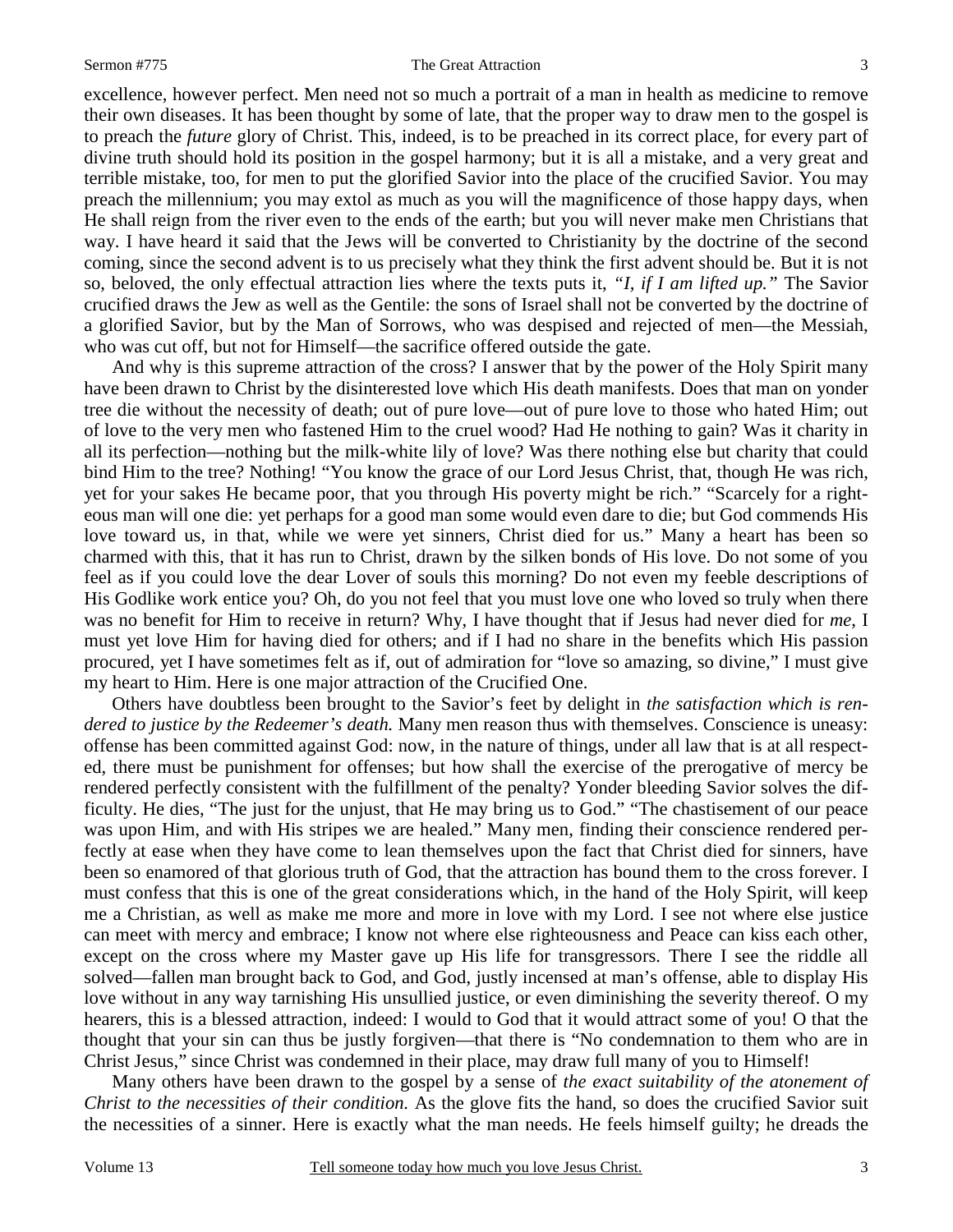excellence, however perfect. Men need not so much a portrait of a man in health as medicine to remove their own diseases. It has been thought by some of late, that the proper way to draw men to the gospel is to preach the *future* glory of Christ. This, indeed, is to be preached in its correct place, for every part of divine truth should hold its position in the gospel harmony; but it is all a mistake, and a very great and terrible mistake, too, for men to put the glorified Savior into the place of the crucified Savior. You may preach the millennium; you may extol as much as you will the magnificence of those happy days, when He shall reign from the river even to the ends of the earth; but you will never make men Christians that way. I have heard it said that the Jews will be converted to Christianity by the doctrine of the second coming, since the second advent is to us precisely what they think the first advent should be. But it is not so, beloved, the only effectual attraction lies where the texts puts it, *"I, if I am lifted up."* The Savior crucified draws the Jew as well as the Gentile: the sons of Israel shall not be converted by the doctrine of a glorified Savior, but by the Man of Sorrows, who was despised and rejected of men—the Messiah, who was cut off, but not for Himself—the sacrifice offered outside the gate.

And why is this supreme attraction of the cross? I answer that by the power of the Holy Spirit many have been drawn to Christ by the disinterested love which His death manifests. Does that man on yonder tree die without the necessity of death; out of pure love—out of pure love to those who hated Him; out of love to the very men who fastened Him to the cruel wood? Had He nothing to gain? Was it charity in all its perfection—nothing but the milk-white lily of love? Was there nothing else but charity that could bind Him to the tree? Nothing! "You know the grace of our Lord Jesus Christ, that, though He was rich, yet for your sakes He became poor, that you through His poverty might be rich." "Scarcely for a righteous man will one die: yet perhaps for a good man some would even dare to die; but God commends His love toward us, in that, while we were yet sinners, Christ died for us." Many a heart has been so charmed with this, that it has run to Christ, drawn by the silken bonds of His love. Do not some of you feel as if you could love the dear Lover of souls this morning? Do not even my feeble descriptions of His Godlike work entice you? Oh, do you not feel that you must love one who loved so truly when there was no benefit for Him to receive in return? Why, I have thought that if Jesus had never died for *me*, I must yet love Him for having died for others; and if I had no share in the benefits which His passion procured, yet I have sometimes felt as if, out of admiration for "love so amazing, so divine," I must give my heart to Him. Here is one major attraction of the Crucified One.

Others have doubtless been brought to the Savior's feet by delight in *the satisfaction which is rendered to justice by the Redeemer's death.* Many men reason thus with themselves. Conscience is uneasy: offense has been committed against God: now, in the nature of things, under all law that is at all respected, there must be punishment for offenses; but how shall the exercise of the prerogative of mercy be rendered perfectly consistent with the fulfillment of the penalty? Yonder bleeding Savior solves the difficulty. He dies, "The just for the unjust, that He may bring us to God." "The chastisement of our peace was upon Him, and with His stripes we are healed." Many men, finding their conscience rendered perfectly at ease when they have come to lean themselves upon the fact that Christ died for sinners, have been so enamored of that glorious truth of God, that the attraction has bound them to the cross forever. I must confess that this is one of the great considerations which, in the hand of the Holy Spirit, will keep me a Christian, as well as make me more and more in love with my Lord. I see not where else justice can meet with mercy and embrace; I know not where else righteousness and Peace can kiss each other, except on the cross where my Master gave up His life for transgressors. There I see the riddle all solved—fallen man brought back to God, and God, justly incensed at man's offense, able to display His love without in any way tarnishing His unsullied justice, or even diminishing the severity thereof. O my hearers, this is a blessed attraction, indeed: I would to God that it would attract some of you! O that the thought that your sin can thus be justly forgiven—that there is "No condemnation to them who are in Christ Jesus," since Christ was condemned in their place, may draw full many of you to Himself!

Many others have been drawn to the gospel by a sense of *the exact suitability of the atonement of Christ to the necessities of their condition.* As the glove fits the hand, so does the crucified Savior suit the necessities of a sinner. Here is exactly what the man needs. He feels himself guilty; he dreads the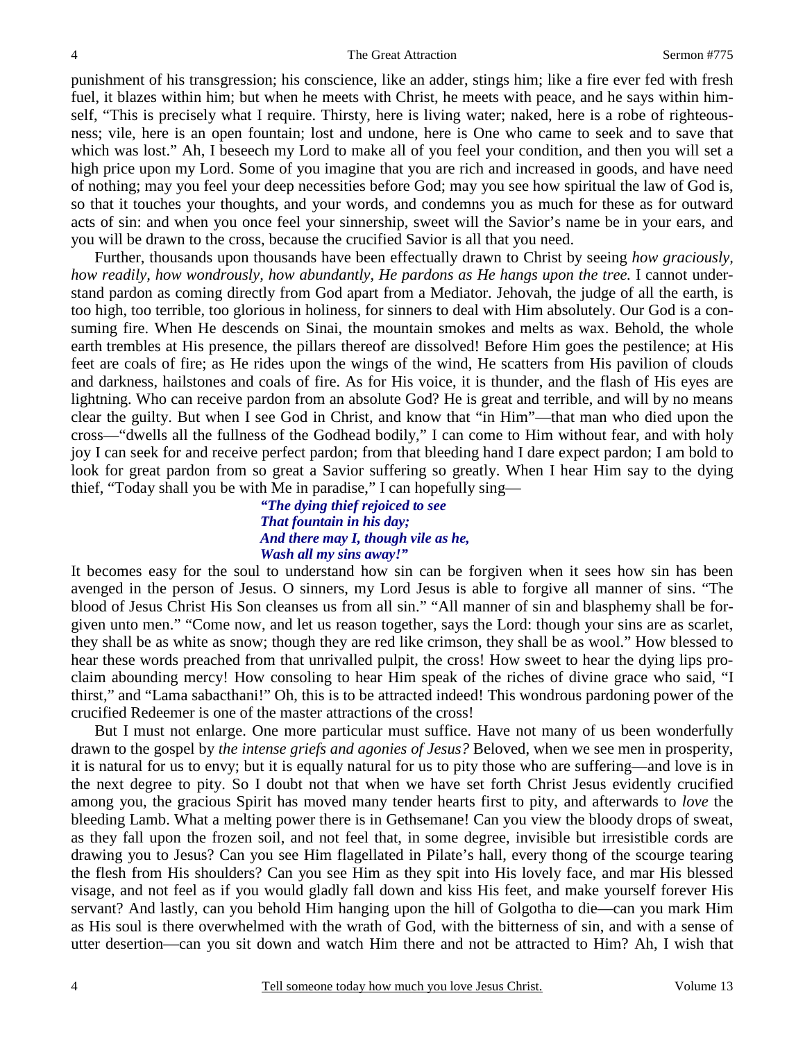punishment of his transgression; his conscience, like an adder, stings him; like a fire ever fed with fresh fuel, it blazes within him; but when he meets with Christ, he meets with peace, and he says within himself, "This is precisely what I require. Thirsty, here is living water; naked, here is a robe of righteousness; vile, here is an open fountain; lost and undone, here is One who came to seek and to save that which was lost." Ah, I beseech my Lord to make all of you feel your condition, and then you will set a high price upon my Lord. Some of you imagine that you are rich and increased in goods, and have need of nothing; may you feel your deep necessities before God; may you see how spiritual the law of God is, so that it touches your thoughts, and your words, and condemns you as much for these as for outward acts of sin: and when you once feel your sinnership, sweet will the Savior's name be in your ears, and you will be drawn to the cross, because the crucified Savior is all that you need.

Further, thousands upon thousands have been effectually drawn to Christ by seeing *how graciously, how readily, how wondrously, how abundantly, He pardons as He hangs upon the tree.* I cannot understand pardon as coming directly from God apart from a Mediator. Jehovah, the judge of all the earth, is too high, too terrible, too glorious in holiness, for sinners to deal with Him absolutely. Our God is a consuming fire. When He descends on Sinai, the mountain smokes and melts as wax. Behold, the whole earth trembles at His presence, the pillars thereof are dissolved! Before Him goes the pestilence; at His feet are coals of fire; as He rides upon the wings of the wind, He scatters from His pavilion of clouds and darkness, hailstones and coals of fire. As for His voice, it is thunder, and the flash of His eyes are lightning. Who can receive pardon from an absolute God? He is great and terrible, and will by no means clear the guilty. But when I see God in Christ, and know that "in Him"—that man who died upon the cross—"dwells all the fullness of the Godhead bodily," I can come to Him without fear, and with holy joy I can seek for and receive perfect pardon; from that bleeding hand I dare expect pardon; I am bold to look for great pardon from so great a Savior suffering so greatly. When I hear Him say to the dying thief, "Today shall you be with Me in paradise," I can hopefully sing—

> ***"The dying thief rejoiced to see***
> ***That fountain in his day;***
> ***And there may I, though vile as he,***
> ***Wash all my sins away!"***

It becomes easy for the soul to understand how sin can be forgiven when it sees how sin has been avenged in the person of Jesus. O sinners, my Lord Jesus is able to forgive all manner of sins. "The blood of Jesus Christ His Son cleanses us from all sin." "All manner of sin and blasphemy shall be forgiven unto men." "Come now, and let us reason together, says the Lord: though your sins are as scarlet, they shall be as white as snow; though they are red like crimson, they shall be as wool." How blessed to hear these words preached from that unrivalled pulpit, the cross! How sweet to hear the dying lips proclaim abounding mercy! How consoling to hear Him speak of the riches of divine grace who said, "I thirst," and "Lama sabacthani!" Oh, this is to be attracted indeed! This wondrous pardoning power of the crucified Redeemer is one of the master attractions of the cross!

But I must not enlarge. One more particular must suffice. Have not many of us been wonderfully drawn to the gospel by *the intense griefs and agonies of Jesus?* Beloved, when we see men in prosperity, it is natural for us to envy; but it is equally natural for us to pity those who are suffering—and love is in the next degree to pity. So I doubt not that when we have set forth Christ Jesus evidently crucified among you, the gracious Spirit has moved many tender hearts first to pity, and afterwards to *love* the bleeding Lamb. What a melting power there is in Gethsemane! Can you view the bloody drops of sweat, as they fall upon the frozen soil, and not feel that, in some degree, invisible but irresistible cords are drawing you to Jesus? Can you see Him flagellated in Pilate's hall, every thong of the scourge tearing the flesh from His shoulders? Can you see Him as they spit into His lovely face, and mar His blessed visage, and not feel as if you would gladly fall down and kiss His feet, and make yourself forever His servant? And lastly, can you behold Him hanging upon the hill of Golgotha to die—can you mark Him as His soul is there overwhelmed with the wrath of God, with the bitterness of sin, and with a sense of utter desertion—can you sit down and watch Him there and not be attracted to Him? Ah, I wish that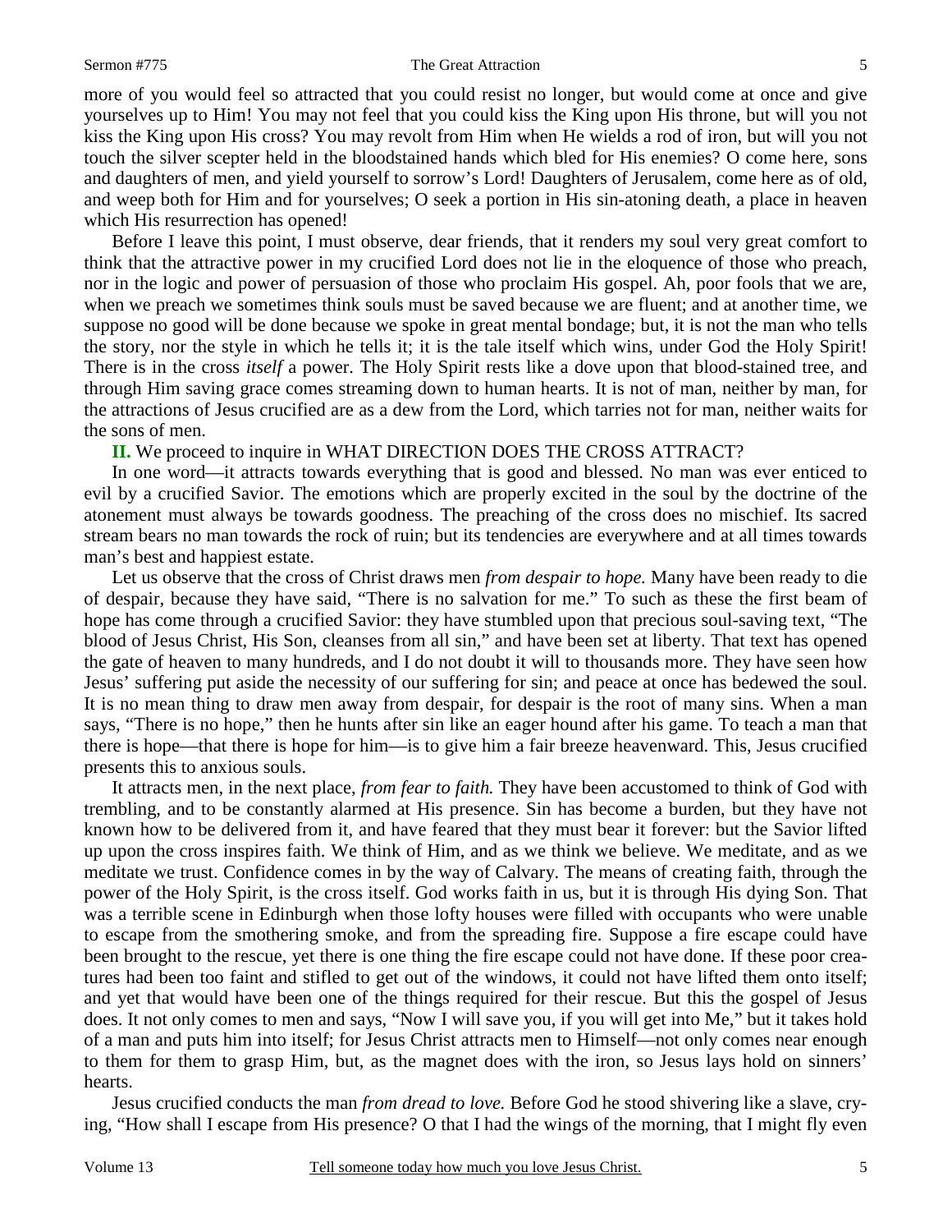more of you would feel so attracted that you could resist no longer, but would come at once and give yourselves up to Him! You may not feel that you could kiss the King upon His throne, but will you not kiss the King upon His cross? You may revolt from Him when He wields a rod of iron, but will you not touch the silver scepter held in the bloodstained hands which bled for His enemies? O come here, sons and daughters of men, and yield yourself to sorrow's Lord! Daughters of Jerusalem, come here as of old, and weep both for Him and for yourselves; O seek a portion in His sin-atoning death, a place in heaven which His resurrection has opened!

Before I leave this point, I must observe, dear friends, that it renders my soul very great comfort to think that the attractive power in my crucified Lord does not lie in the eloquence of those who preach, nor in the logic and power of persuasion of those who proclaim His gospel. Ah, poor fools that we are, when we preach we sometimes think souls must be saved because we are fluent; and at another time, we suppose no good will be done because we spoke in great mental bondage; but, it is not the man who tells the story, nor the style in which he tells it; it is the tale itself which wins, under God the Holy Spirit! There is in the cross *itself* a power. The Holy Spirit rests like a dove upon that blood-stained tree, and through Him saving grace comes streaming down to human hearts. It is not of man, neither by man, for the attractions of Jesus crucified are as a dew from the Lord, which tarries not for man, neither waits for the sons of men.

**II.** We proceed to inquire in WHAT DIRECTION DOES THE CROSS ATTRACT?

In one word—it attracts towards everything that is good and blessed. No man was ever enticed to evil by a crucified Savior. The emotions which are properly excited in the soul by the doctrine of the atonement must always be towards goodness. The preaching of the cross does no mischief. Its sacred stream bears no man towards the rock of ruin; but its tendencies are everywhere and at all times towards man's best and happiest estate.

Let us observe that the cross of Christ draws men *from despair to hope.* Many have been ready to die of despair, because they have said, "There is no salvation for me." To such as these the first beam of hope has come through a crucified Savior: they have stumbled upon that precious soul-saving text, "The blood of Jesus Christ, His Son, cleanses from all sin," and have been set at liberty. That text has opened the gate of heaven to many hundreds, and I do not doubt it will to thousands more. They have seen how Jesus' suffering put aside the necessity of our suffering for sin; and peace at once has bedewed the soul. It is no mean thing to draw men away from despair, for despair is the root of many sins. When a man says, "There is no hope," then he hunts after sin like an eager hound after his game. To teach a man that there is hope—that there is hope for him—is to give him a fair breeze heavenward. This, Jesus crucified presents this to anxious souls.

It attracts men, in the next place, *from fear to faith.* They have been accustomed to think of God with trembling, and to be constantly alarmed at His presence. Sin has become a burden, but they have not known how to be delivered from it, and have feared that they must bear it forever: but the Savior lifted up upon the cross inspires faith. We think of Him, and as we think we believe. We meditate, and as we meditate we trust. Confidence comes in by the way of Calvary. The means of creating faith, through the power of the Holy Spirit, is the cross itself. God works faith in us, but it is through His dying Son. That was a terrible scene in Edinburgh when those lofty houses were filled with occupants who were unable to escape from the smothering smoke, and from the spreading fire. Suppose a fire escape could have been brought to the rescue, yet there is one thing the fire escape could not have done. If these poor creatures had been too faint and stifled to get out of the windows, it could not have lifted them onto itself; and yet that would have been one of the things required for their rescue. But this the gospel of Jesus does. It not only comes to men and says, "Now I will save you, if you will get into Me," but it takes hold of a man and puts him into itself; for Jesus Christ attracts men to Himself—not only comes near enough to them for them to grasp Him, but, as the magnet does with the iron, so Jesus lays hold on sinners' hearts.

Jesus crucified conducts the man *from dread to love.* Before God he stood shivering like a slave, crying, "How shall I escape from His presence? O that I had the wings of the morning, that I might fly even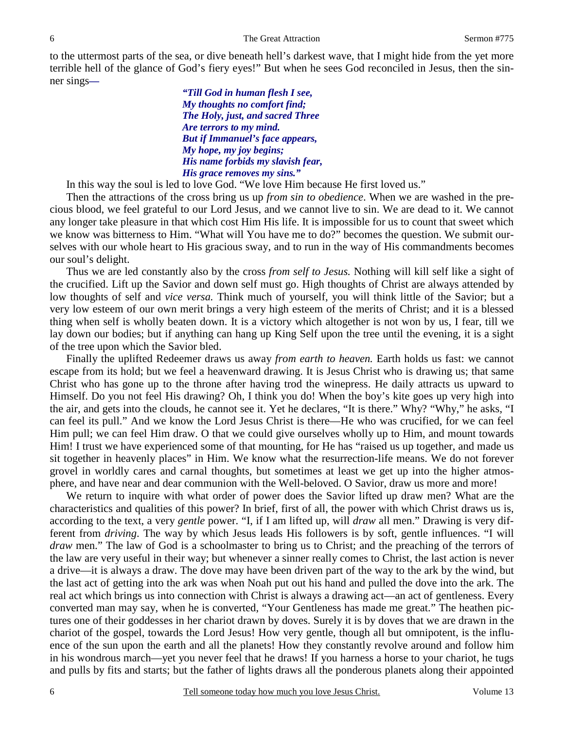to the uttermost parts of the sea, or dive beneath hell's darkest wave, that I might hide from the yet more terrible hell of the glance of God's fiery eyes!" But when he sees God reconciled in Jesus, then the sinner sings—

> ***"Till God in human flesh I see,***
> ***My thoughts no comfort find;***
> ***The Holy, just, and sacred Three***
> ***Are terrors to my mind.***
> ***But if Immanuel's face appears,***
> ***My hope, my joy begins;***
> ***His name forbids my slavish fear,***
> ***His grace removes my sins."***

In this way the soul is led to love God. "We love Him because He first loved us."

Then the attractions of the cross bring us up *from sin to obedience*. When we are washed in the precious blood, we feel grateful to our Lord Jesus, and we cannot live to sin. We are dead to it. We cannot any longer take pleasure in that which cost Him His life. It is impossible for us to count that sweet which we know was bitterness to Him. "What will You have me to do?" becomes the question. We submit ourselves with our whole heart to His gracious sway, and to run in the way of His commandments becomes our soul's delight.

Thus we are led constantly also by the cross *from self to Jesus.* Nothing will kill self like a sight of the crucified. Lift up the Savior and down self must go. High thoughts of Christ are always attended by low thoughts of self and *vice versa.* Think much of yourself, you will think little of the Savior; but a very low esteem of our own merit brings a very high esteem of the merits of Christ; and it is a blessed thing when self is wholly beaten down. It is a victory which altogether is not won by us, I fear, till we lay down our bodies; but if anything can hang up King Self upon the tree until the evening, it is a sight of the tree upon which the Savior bled.

Finally the uplifted Redeemer draws us away *from earth to heaven.* Earth holds us fast: we cannot escape from its hold; but we feel a heavenward drawing. It is Jesus Christ who is drawing us; that same Christ who has gone up to the throne after having trod the winepress. He daily attracts us upward to Himself. Do you not feel His drawing? Oh, I think you do! When the boy's kite goes up very high into the air, and gets into the clouds, he cannot see it. Yet he declares, "It is there." Why? "Why," he asks, "I can feel its pull." And we know the Lord Jesus Christ is there—He who was crucified, for we can feel Him pull; we can feel Him draw. O that we could give ourselves wholly up to Him, and mount towards Him! I trust we have experienced some of that mounting, for He has "raised us up together, and made us sit together in heavenly places" in Him. We know what the resurrection-life means. We do not forever grovel in worldly cares and carnal thoughts, but sometimes at least we get up into the higher atmosphere, and have near and dear communion with the Well-beloved. O Savior, draw us more and more!

We return to inquire with what order of power does the Savior lifted up draw men? What are the characteristics and qualities of this power? In brief, first of all, the power with which Christ draws us is, according to the text, a very *gentle* power. "I, if I am lifted up, will *draw* all men." Drawing is very different from *driving*. The way by which Jesus leads His followers is by soft, gentle influences. "I will *draw* men." The law of God is a schoolmaster to bring us to Christ; and the preaching of the terrors of the law are very useful in their way; but whenever a sinner really comes to Christ, the last action is never a drive—it is always a draw. The dove may have been driven part of the way to the ark by the wind, but the last act of getting into the ark was when Noah put out his hand and pulled the dove into the ark. The real act which brings us into connection with Christ is always a drawing act—an act of gentleness. Every converted man may say, when he is converted, "Your Gentleness has made me great." The heathen pictures one of their goddesses in her chariot drawn by doves. Surely it is by doves that we are drawn in the chariot of the gospel, towards the Lord Jesus! How very gentle, though all but omnipotent, is the influence of the sun upon the earth and all the planets! How they constantly revolve around and follow him in his wondrous march—yet you never feel that he draws! If you harness a horse to your chariot, he tugs and pulls by fits and starts; but the father of lights draws all the ponderous planets along their appointed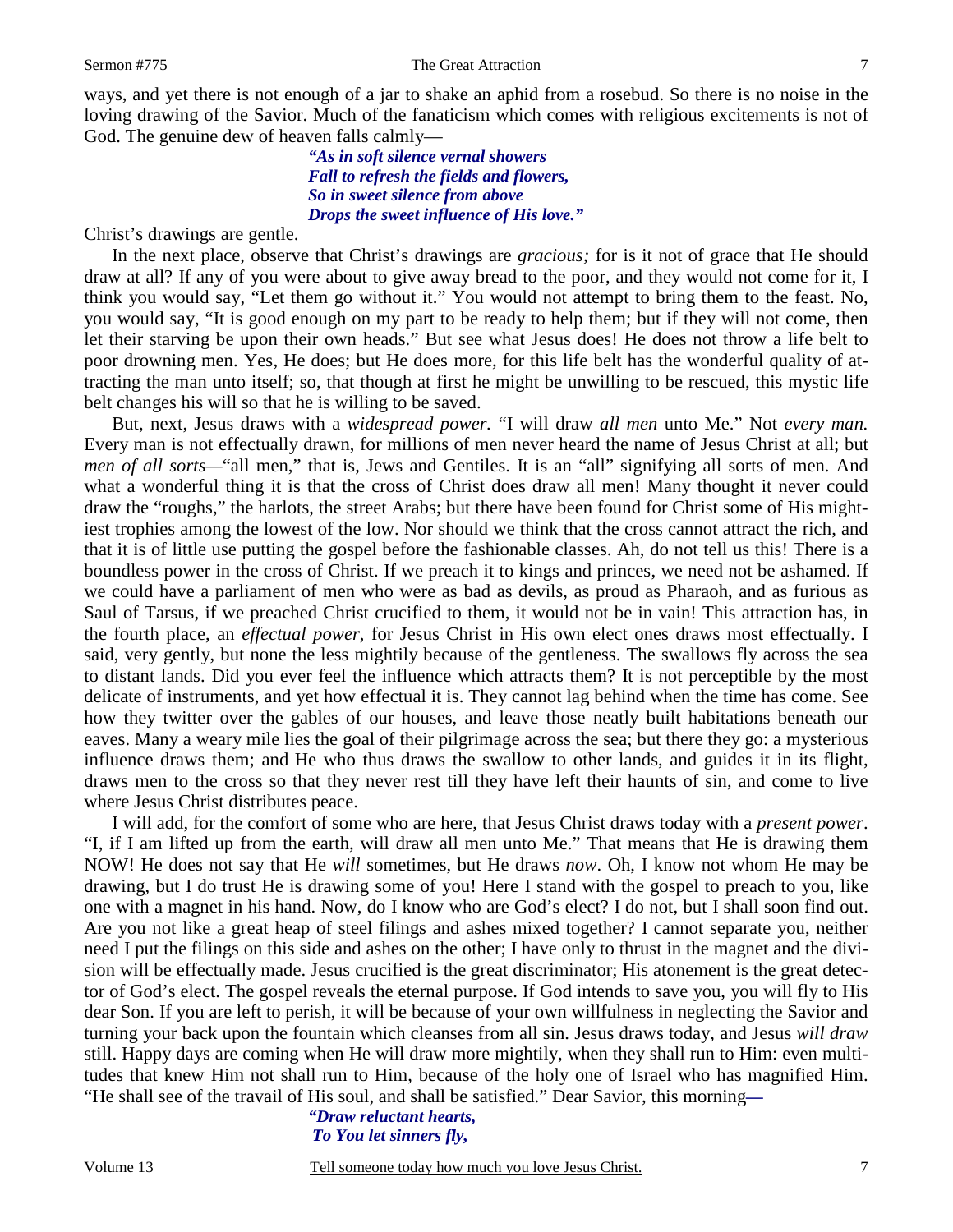ways, and yet there is not enough of a jar to shake an aphid from a rosebud. So there is no noise in the loving drawing of the Savior. Much of the fanaticism which comes with religious excitements is not of God. The genuine dew of heaven falls calmly—

> ***"As in soft silence vernal showers***
> ***Fall to refresh the fields and flowers,***
> ***So in sweet silence from above***
> ***Drops the sweet influence of His love."***

Christ's drawings are gentle.

In the next place, observe that Christ's drawings are *gracious;* for is it not of grace that He should draw at all? If any of you were about to give away bread to the poor, and they would not come for it, I think you would say, "Let them go without it." You would not attempt to bring them to the feast. No, you would say, "It is good enough on my part to be ready to help them; but if they will not come, then let their starving be upon their own heads." But see what Jesus does! He does not throw a life belt to poor drowning men. Yes, He does; but He does more, for this life belt has the wonderful quality of attracting the man unto itself; so, that though at first he might be unwilling to be rescued, this mystic life belt changes his will so that he is willing to be saved.

But, next, Jesus draws with a *widespread power.* "I will draw *all men* unto Me." Not *every man.* Every man is not effectually drawn, for millions of men never heard the name of Jesus Christ at all; but *men of all sorts*—"all men," that is, Jews and Gentiles. It is an "all" signifying all sorts of men. And what a wonderful thing it is that the cross of Christ does draw all men! Many thought it never could draw the "roughs," the harlots, the street Arabs; but there have been found for Christ some of His mightiest trophies among the lowest of the low. Nor should we think that the cross cannot attract the rich, and that it is of little use putting the gospel before the fashionable classes. Ah, do not tell us this! There is a boundless power in the cross of Christ. If we preach it to kings and princes, we need not be ashamed. If we could have a parliament of men who were as bad as devils, as proud as Pharaoh, and as furious as Saul of Tarsus, if we preached Christ crucified to them, it would not be in vain! This attraction has, in the fourth place, an *effectual power*, for Jesus Christ in His own elect ones draws most effectually. I said, very gently, but none the less mightily because of the gentleness. The swallows fly across the sea to distant lands. Did you ever feel the influence which attracts them? It is not perceptible by the most delicate of instruments, and yet how effectual it is. They cannot lag behind when the time has come. See how they twitter over the gables of our houses, and leave those neatly built habitations beneath our eaves. Many a weary mile lies the goal of their pilgrimage across the sea; but there they go: a mysterious influence draws them; and He who thus draws the swallow to other lands, and guides it in its flight, draws men to the cross so that they never rest till they have left their haunts of sin, and come to live where Jesus Christ distributes peace.

I will add, for the comfort of some who are here, that Jesus Christ draws today with a *present power*. "I, if I am lifted up from the earth, will draw all men unto Me." That means that He is drawing them NOW! He does not say that He *will* sometimes, but He draws *now*. Oh, I know not whom He may be drawing, but I do trust He is drawing some of you! Here I stand with the gospel to preach to you, like one with a magnet in his hand. Now, do I know who are God's elect? I do not, but I shall soon find out. Are you not like a great heap of steel filings and ashes mixed together? I cannot separate you, neither need I put the filings on this side and ashes on the other; I have only to thrust in the magnet and the division will be effectually made. Jesus crucified is the great discriminator; His atonement is the great detector of God's elect. The gospel reveals the eternal purpose. If God intends to save you, you will fly to His dear Son. If you are left to perish, it will be because of your own willfulness in neglecting the Savior and turning your back upon the fountain which cleanses from all sin. Jesus draws today, and Jesus *will draw* still. Happy days are coming when He will draw more mightily, when they shall run to Him: even multitudes that knew Him not shall run to Him, because of the holy one of Israel who has magnified Him. "He shall see of the travail of His soul, and shall be satisfied." Dear Savior, this morning—

> ***"Draw reluctant hearts,***
> ***To You let sinners fly,***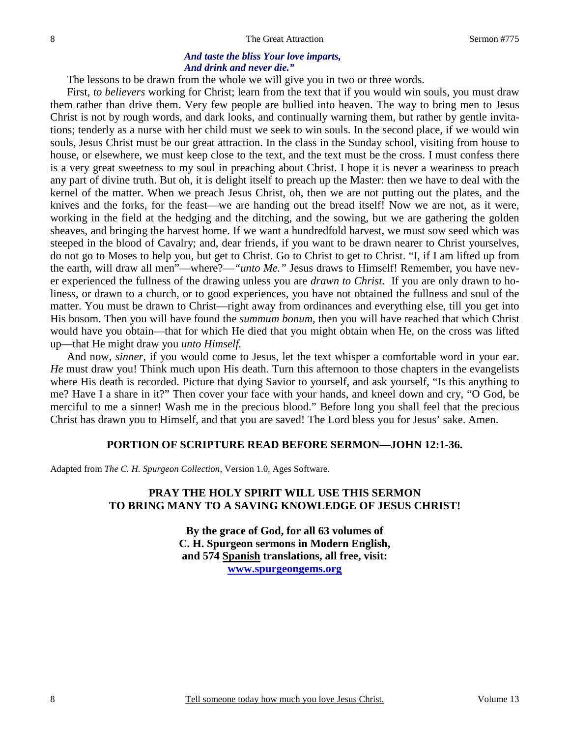*And taste the bliss Your love imparts,*
*And drink and never die."*

The lessons to be drawn from the whole we will give you in two or three words.

First, *to believers* working for Christ; learn from the text that if you would win souls, you must draw them rather than drive them. Very few people are bullied into heaven. The way to bring men to Jesus Christ is not by rough words, and dark looks, and continually warning them, but rather by gentle invitations; tenderly as a nurse with her child must we seek to win souls. In the second place, if we would win souls, Jesus Christ must be our great attraction. In the class in the Sunday school, visiting from house to house, or elsewhere, we must keep close to the text, and the text must be the cross. I must confess there is a very great sweetness to my soul in preaching about Christ. I hope it is never a weariness to preach any part of divine truth. But oh, it is delight itself to preach up the Master: then we have to deal with the kernel of the matter. When we preach Jesus Christ, oh, then we are not putting out the plates, and the knives and the forks, for the feast—we are handing out the bread itself! Now we are not, as it were, working in the field at the hedging and the ditching, and the sowing, but we are gathering the golden sheaves, and bringing the harvest home. If we want a hundredfold harvest, we must sow seed which was steeped in the blood of Cavalry; and, dear friends, if you want to be drawn nearer to Christ yourselves, do not go to Moses to help you, but get to Christ. Go to Christ to get to Christ. "I, if I am lifted up from the earth, will draw all men"—where?—*"unto Me."* Jesus draws to Himself! Remember, you have never experienced the fullness of the drawing unless you are *drawn to Christ.* If you are only drawn to holiness, or drawn to a church, or to good experiences, you have not obtained the fullness and soul of the matter. You must be drawn to Christ—right away from ordinances and everything else, till you get into His bosom. Then you will have found the *summum bonum,* then you will have reached that which Christ would have you obtain—that for which He died that you might obtain when He, on the cross was lifted up—that He might draw you *unto Himself.*

And now, *sinner,* if you would come to Jesus, let the text whisper a comfortable word in your ear. *He* must draw you! Think much upon His death. Turn this afternoon to those chapters in the evangelists where His death is recorded. Picture that dying Savior to yourself, and ask yourself, "Is this anything to me? Have I a share in it?" Then cover your face with your hands, and kneel down and cry, "O God, be merciful to me a sinner! Wash me in the precious blood." Before long you shall feel that the precious Christ has drawn you to Himself, and that you are saved! The Lord bless you for Jesus' sake. Amen.

**PORTION OF SCRIPTURE READ BEFORE SERMON—JOHN 12:1-36.**

Adapted from *The C. H. Spurgeon Collection,* Version 1.0, Ages Software.

**PRAY THE HOLY SPIRIT WILL USE THIS SERMON TO BRING MANY TO A SAVING KNOWLEDGE OF JESUS CHRIST!**

**By the grace of God, for all 63 volumes of C. H. Spurgeon sermons in Modern English, and 574 Spanish translations, all free, visit: www.spurgeongems.org**

Tell someone today how much you love Jesus Christ.